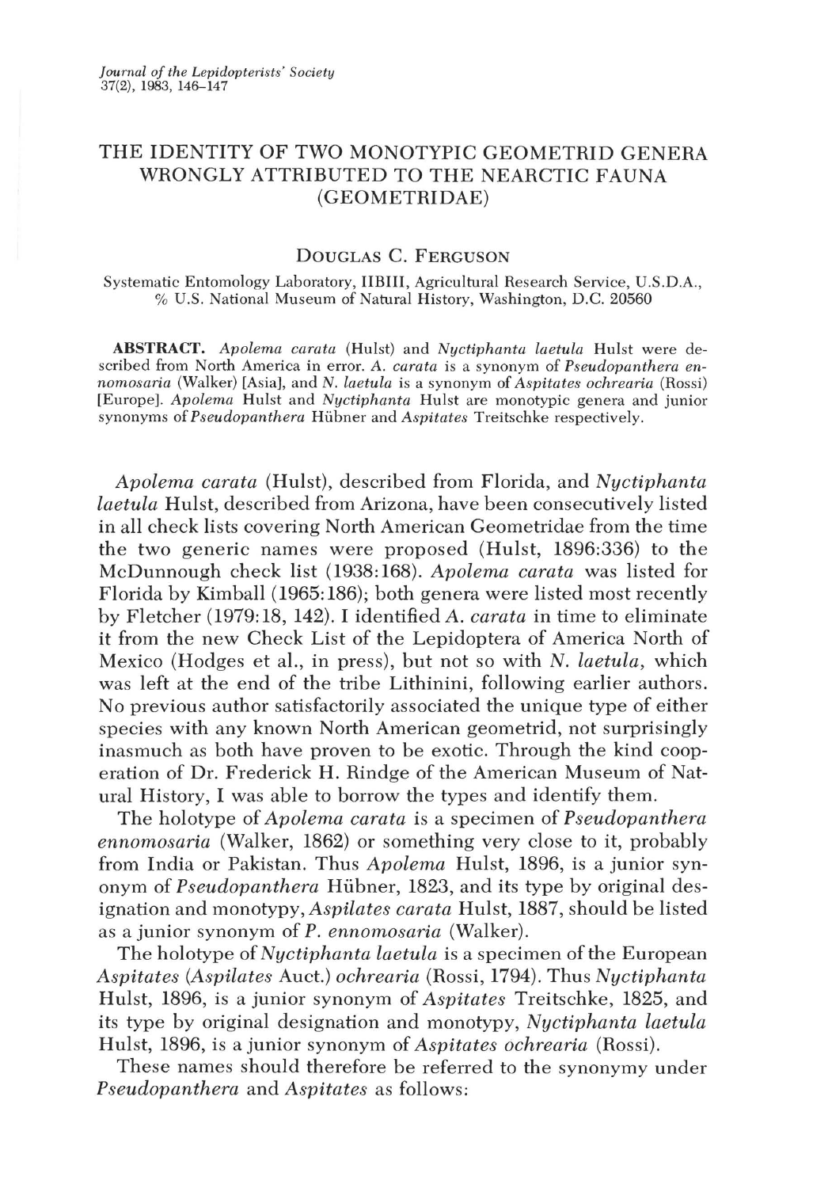# THE IDENTITY OF TWO MONOTYPIC GEOMETRID GENERA WRONGLY ATTRIBUTED TO THE NEARCTIC FAUNA (GEOMETRIDAE)

DOUGLAS C. FERGUSON

Systematic Entomology Laboratory, IIBIII, Agricultural Research Service, U.S.D.A., % U.S. National Museum of Natural History, Washington, D.C. 20560

**ABSTRACT.** *Apolema carata* (Hulst) and *Nyctiphanta laetula* Hulst were described from North America in error. *A. carata* is a synonym of *Pseudopanthera ennomosaria* (Walker) [Asia], and *N. laetula* is a synonym of *Aspitates ochrearia* (Rossi) [Europe]. *Apolema* Hulst and *Nyctiphanta* Hulst are monotypic genera and junior synonyms of *Pseudopanthera* Hübner and *Aspitates* Treitschke respectively.

*Apolema carata* (Hulst), described from Florida, and *Nyctiphanta laetula* Hulst, described from Arizona, have been consecutively listed in all check lists covering North American Geometridae from the time the two generic names were proposed (Hulst, 1896:336) to the McDunnough check list (1938:168). *Apolema carata* was listed for Florida by Kimball (1965:186); both genera were listed most recently by Fletcher (1979:18, 142). I identified *A. carata* in time to eliminate it from the new Check List of the Lepidoptera of America North of Mexico (Hodges et al., in press), but not so with *N. laetula*, which was left at the end of the tribe Lithinini, following earlier authors. No previous author satisfactorily associated the unique type of either species with any known North American geometrid, not surprisingly inasmuch as both have proven to be exotic. Through the kind cooperation of Dr. Frederick H. Rindge of the American Museum of Natural History, I was able to borrow the types and identify them.

The holotype of *Apolema carata* is a specimen of *Pseudopanthera ennomosaria* (Walker, 1862) or something very close to it, probably from India or Pakistan. Thus *Apolema* Hulst, 1896, is a junior synonym of *Pseudopanthera* Hübner, 1823, and its type by original designation and monotypy, *Aspilates carata* Hulst, 1887, should be listed as a junior synonym of *P. ennomosaria* (Walker).

The holotype of *Nyctiphanta laetula* is a specimen of the European *Aspitates* (*Aspilates* Auct.) *ochrearia* (Rossi, 1794). Thus *Nyctiphanta* Hulst, 1896, is a junior synonym of *Aspitates* Treitschke, 1825, and its type by original designation and monotypy, *Nyctiphanta laetula* Hulst, 1896, is a junior synonym of *Aspitates ochrearia* (Rossi).

These names should therefore be referred to the synonymy under *Pseudopanthera* and *Aspitates* as follows: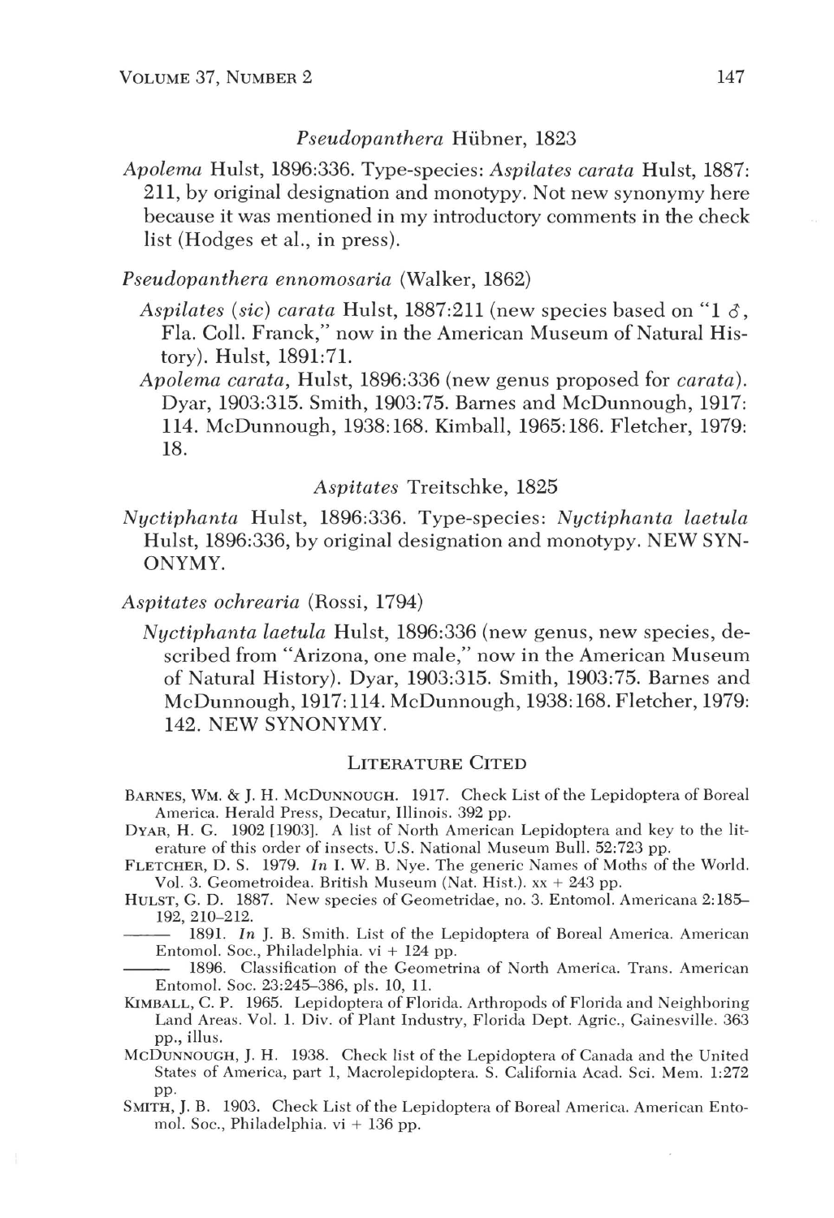*Pseudopanthera* Hübner, 1823

*Apolema* Hulst, 1896:336. Type-species: *Aspilates carata* Hulst, 1887: 211, by original designation and monotypy. Not new synonymy here because it was mentioned in my introductory comments in the check list (Hodges et al., in press).

*Pseudopanthera ennomosaria* (Walker, 1862)

*Aspilates* (*sic*) *carata* Hulst, 1887:211 (new species based on "1 ♂, Fla. Coll. Franck," now in the American Museum of Natural History). Hulst, 1891:71.

*Apolema carata*, Hulst, 1896:336 (new genus proposed for *carata*). Dyar, 1903:315. Smith, 1903:75. Barnes and McDunnough, 1917: 114. McDunnough, 1938:168. Kimball, 1965:186. Fletcher, 1979: 18.

*Aspitates* Treitschke, 1825

*Nyctiphanta* Hulst, 1896:336. Type-species: *Nyctiphanta laetula* Hulst, 1896:336, by original designation and monotypy. NEW SYNONYMY.

*Aspitates ochrearia* (Rossi, 1794)

*Nyctiphanta laetula* Hulst, 1896:336 (new genus, new species, described from "Arizona, one male," now in the American Museum of Natural History). Dyar, 1903:315. Smith, 1903:75. Barnes and McDunnough, 1917:114. McDunnough, 1938:168. Fletcher, 1979: 142. NEW SYNONYMY.

## Literature Cited

BARNES, WM. & J. H. MCDUNNOUGH. 1917. Check List of the Lepidoptera of Boreal America. Herald Press, Decatur, Illinois. 392 pp.

DYAR, H. G. 1902 [1903]. A list of North American Lepidoptera and key to the literature of this order of insects. U.S. National Museum Bull. 52:723 pp.

FLETCHER, D. S. 1979. *In* I. W. B. Nye. The generic Names of Moths of the World. Vol. 3. Geometroidea. British Museum (Nat. Hist.). xx + 243 pp.

HULST, G. D. 1887. New species of Geometridae, no. 3. Entomol. Americana 2:185–192, 210–212.

——— 1891. *In* J. B. Smith. List of the Lepidoptera of Boreal America. American Entomol. Soc., Philadelphia. vi + 124 pp.

——— 1896. Classification of the Geometrina of North America. Trans. American Entomol. Soc. 23:245–386, pls. 10, 11.

KIMBALL, C. P. 1965. Lepidoptera of Florida. Arthropods of Florida and Neighboring Land Areas. Vol. 1. Div. of Plant Industry, Florida Dept. Agric., Gainesville. 363 pp., illus.

MCDUNNOUGH, J. H. 1938. Check list of the Lepidoptera of Canada and the United States of America, part 1, Macrolepidoptera. S. California Acad. Sci. Mem. 1:272 pp.

SMITH, J. B. 1903. Check List of the Lepidoptera of Boreal America. American Entomol. Soc., Philadelphia. vi + 136 pp.